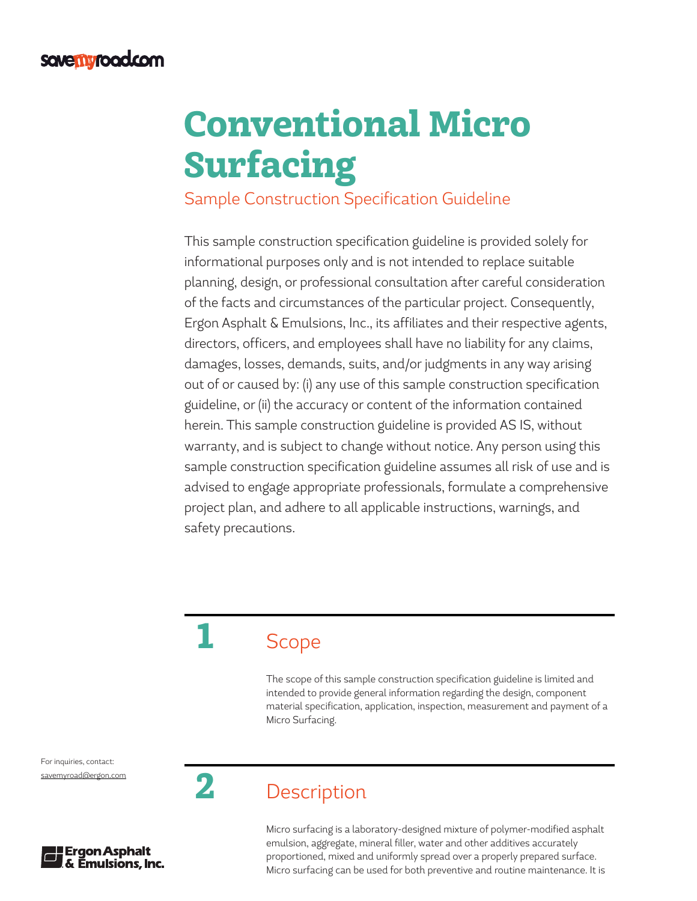savemyroad.com

# Conventional Micro Surfacing

Sample Construction Specification Guideline

This sample construction specification guideline is provided solely for informational purposes only and is not intended to replace suitable planning, design, or professional consultation after careful consideration of the facts and circumstances of the particular project. Consequently, Ergon Asphalt & Emulsions, Inc., its affiliates and their respective agents, directors, officers, and employees shall have no liability for any claims, damages, losses, demands, suits, and/or judgments in any way arising out of or caused by: (i) any use of this sample construction specification guideline, or (ii) the accuracy or content of the information contained herein. This sample construction guideline is provided AS IS, without warranty, and is subject to change without notice. Any person using this sample construction specification guideline assumes all risk of use and is advised to engage appropriate professionals, formulate a comprehensive project plan, and adhere to all applicable instructions, warnings, and safety precautions.

## 1 Scope

The scope of this sample construction specification guideline is limited and intended to provide general information regarding the design, component material specification, application, inspection, measurement and payment of a Micro Surfacing.

For inquiries, contact: savemyroad@ergon.com

## 2 Description

Micro surfacing is a laboratory-designed mixture of polymer-modified asphalt emulsion, aggregate, mineral filler, water and other additives accurately proportioned, mixed and uniformly spread over a properly prepared surface. Micro surfacing can be used for both preventive and routine maintenance. It is

Ergon Asphalt & Emulsions, Inc.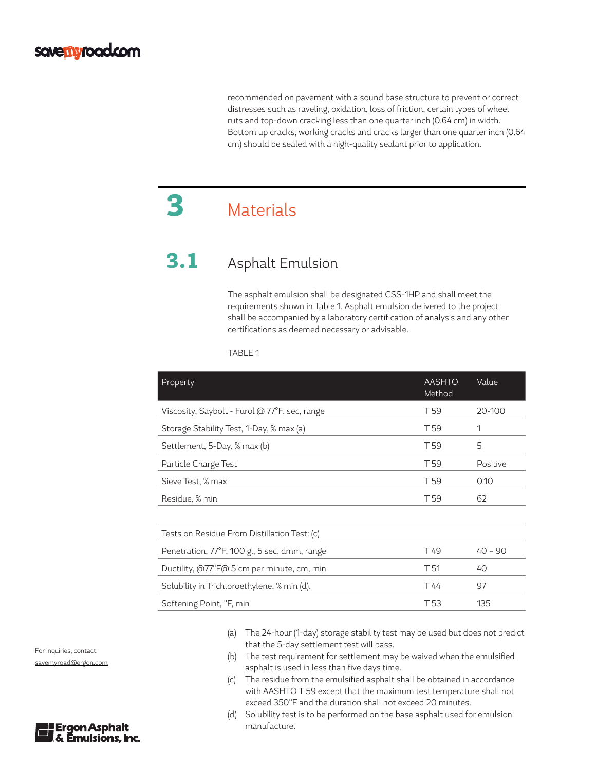recommended on pavement with a sound base structure to prevent or correct distresses such as raveling, oxidation, loss of friction, certain types of wheel ruts and top-down cracking less than one quarter inch (0.64 cm) in width. Bottom up cracks, working cracks and cracks larger than one quarter inch (0.64 cm) should be sealed with a high-quality sealant prior to application.

# 3 Materials

## 3.1 Asphalt Emulsion

The asphalt emulsion shall be designated CSS-1HP and shall meet the requirements shown in Table 1. Asphalt emulsion delivered to the project shall be accompanied by a laboratory certification of analysis and any other certifications as deemed necessary or advisable.

TABLE 1

| Property | AASHTO Method | Value |
|---|---|---|
| Viscosity, Saybolt - Furol @ 77°F, sec, range | T 59 | 20-100 |
| Storage Stability Test, 1-Day, % max (a) | T 59 | 1 |
| Settlement, 5-Day, % max (b) | T 59 | 5 |
| Particle Charge Test | T 59 | Positive |
| Sieve Test, % max | T 59 | 0.10 |
| Residue, % min | T 59 | 62 |
| | | |
| Tests on Residue From Distillation Test: (c) | | |
| Penetration, 77°F, 100 g., 5 sec, dmm, range | T 49 | 40 - 90 |
| Ductility, @77°F@ 5 cm per minute, cm, min | T 51 | 40 |
| Solubility in Trichloroethylene, % min (d), | T 44 | 97 |
| Softening Point, °F, min | T 53 | 135 |

(a) The 24-hour (1-day) storage stability test may be used but does not predict that the 5-day settlement test will pass.

(b) The test requirement for settlement may be waived when the emulsified asphalt is used in less than five days time.

(c) The residue from the emulsified asphalt shall be obtained in accordance with AASHTO T 59 except that the maximum test temperature shall not exceed 350°F and the duration shall not exceed 20 minutes.

(d) Solubility test is to be performed on the base asphalt used for emulsion manufacture.

For inquiries, contact:
savemyroad@ergon.com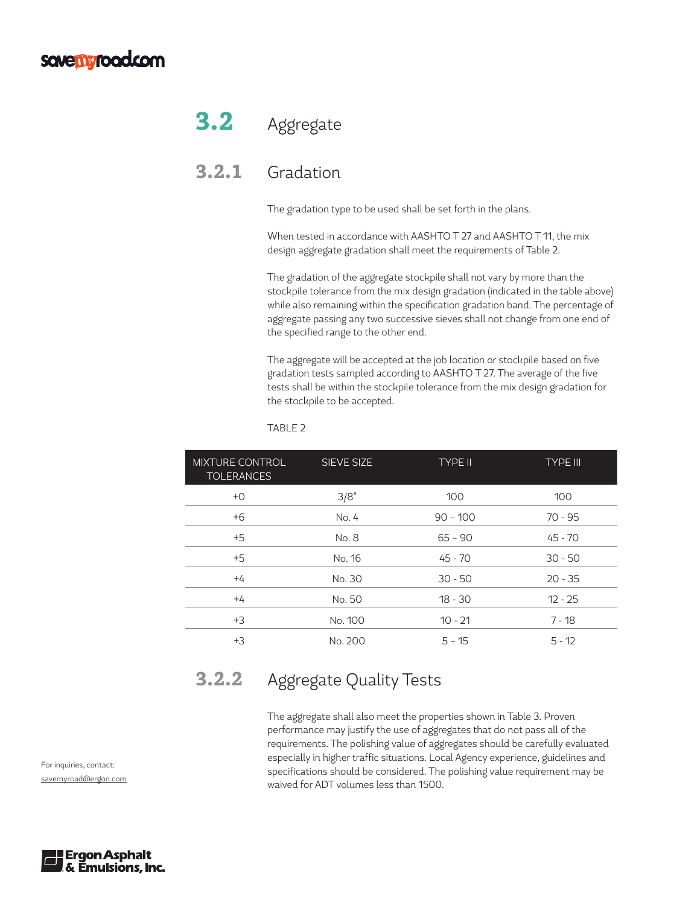## 3.2 Aggregate

### 3.2.1 Gradation

The gradation type to be used shall be set forth in the plans.

When tested in accordance with AASHTO T 27 and AASHTO T 11, the mix design aggregate gradation shall meet the requirements of Table 2.

The gradation of the aggregate stockpile shall not vary by more than the stockpile tolerance from the mix design gradation (indicated in the table above) while also remaining within the specification gradation band. The percentage of aggregate passing any two successive sieves shall not change from one end of the specified range to the other end.

The aggregate will be accepted at the job location or stockpile based on five gradation tests sampled according to AASHTO T 27. The average of the five tests shall be within the stockpile tolerance from the mix design gradation for the stockpile to be accepted.

TABLE 2

| MIXTURE CONTROL TOLERANCES | SIEVE SIZE | TYPE II | TYPE III |
|---|---|---|---|
| +0 | 3/8" | 100 | 100 |
| +6 | No. 4 | 90 – 100 | 70 - 95 |
| +5 | No. 8 | 65 – 90 | 45 - 70 |
| +5 | No. 16 | 45 - 70 | 30 - 50 |
| +4 | No. 30 | 30 - 50 | 20 - 35 |
| +4 | No. 50 | 18 - 30 | 12 - 25 |
| +3 | No. 100 | 10 - 21 | 7 - 18 |
| +3 | No. 200 | 5 – 15 | 5 - 12 |

### 3.2.2 Aggregate Quality Tests

The aggregate shall also meet the properties shown in Table 3. Proven performance may justify the use of aggregates that do not pass all of the requirements. The polishing value of aggregates should be carefully evaluated especially in higher traffic situations. Local Agency experience, guidelines and specifications should be considered. The polishing value requirement may be waived for ADT volumes less than 1500.

For inquiries, contact:
savemyroad@ergon.com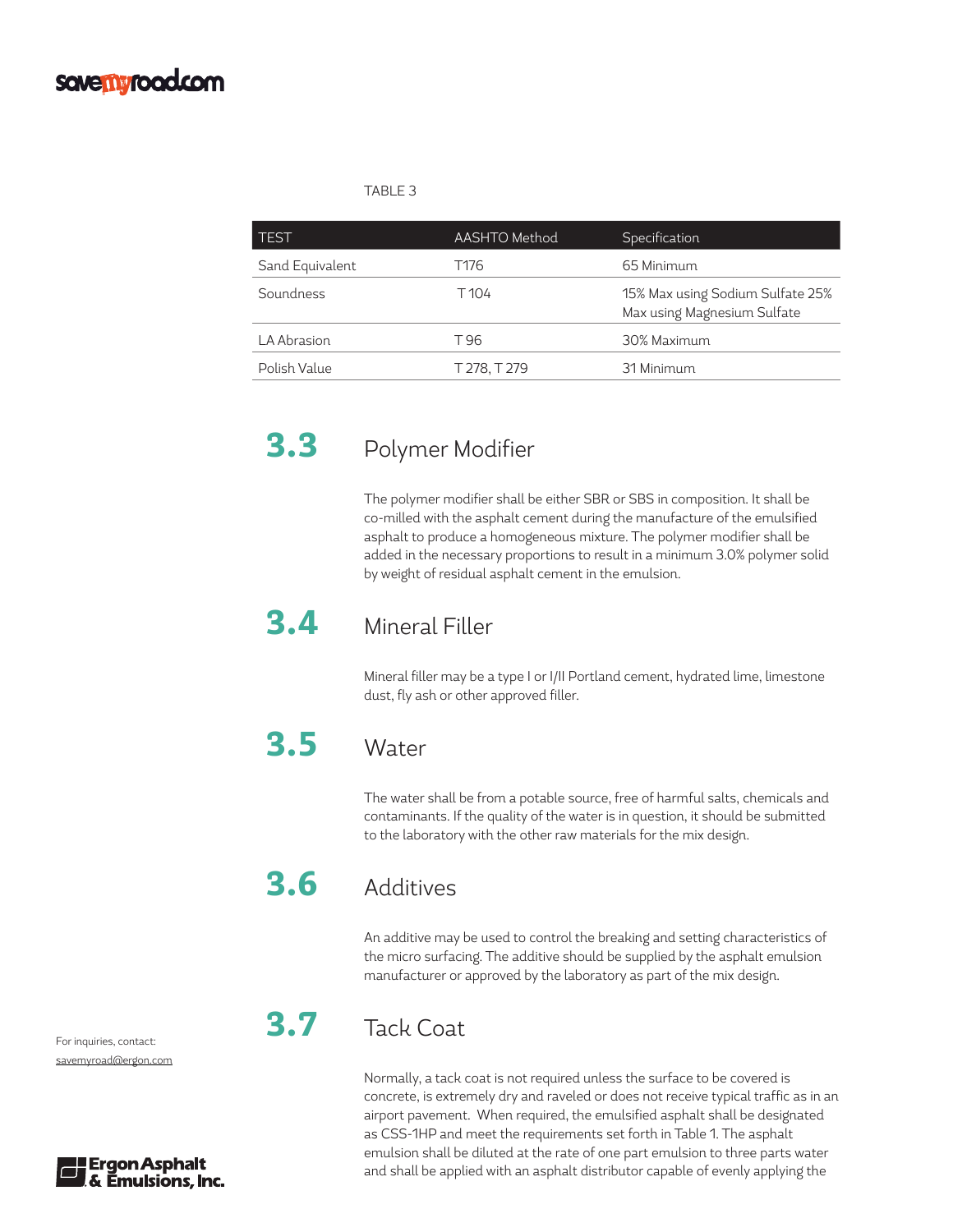TABLE 3

| TEST | AASHTO Method | Specification |
|---|---|---|
| Sand Equivalent | T176 | 65 Minimum |
| Soundness | T 104 | 15% Max using Sodium Sulfate 25% Max using Magnesium Sulfate |
| LA Abrasion | T 96 | 30% Maximum |
| Polish Value | T 278, T 279 | 31 Minimum |

## 3.3 Polymer Modifier

The polymer modifier shall be either SBR or SBS in composition. It shall be co-milled with the asphalt cement during the manufacture of the emulsified asphalt to produce a homogeneous mixture. The polymer modifier shall be added in the necessary proportions to result in a minimum 3.0% polymer solid by weight of residual asphalt cement in the emulsion.

## 3.4 Mineral Filler

Mineral filler may be a type I or I/II Portland cement, hydrated lime, limestone dust, fly ash or other approved filler.

## 3.5 Water

The water shall be from a potable source, free of harmful salts, chemicals and contaminants. If the quality of the water is in question, it should be submitted to the laboratory with the other raw materials for the mix design.

## 3.6 Additives

An additive may be used to control the breaking and setting characteristics of the micro surfacing. The additive should be supplied by the asphalt emulsion manufacturer or approved by the laboratory as part of the mix design.

## 3.7 Tack Coat

Normally, a tack coat is not required unless the surface to be covered is concrete, is extremely dry and raveled or does not receive typical traffic as in an airport pavement. When required, the emulsified asphalt shall be designated as CSS-1HP and meet the requirements set forth in Table 1. The asphalt emulsion shall be diluted at the rate of one part emulsion to three parts water and shall be applied with an asphalt distributor capable of evenly applying the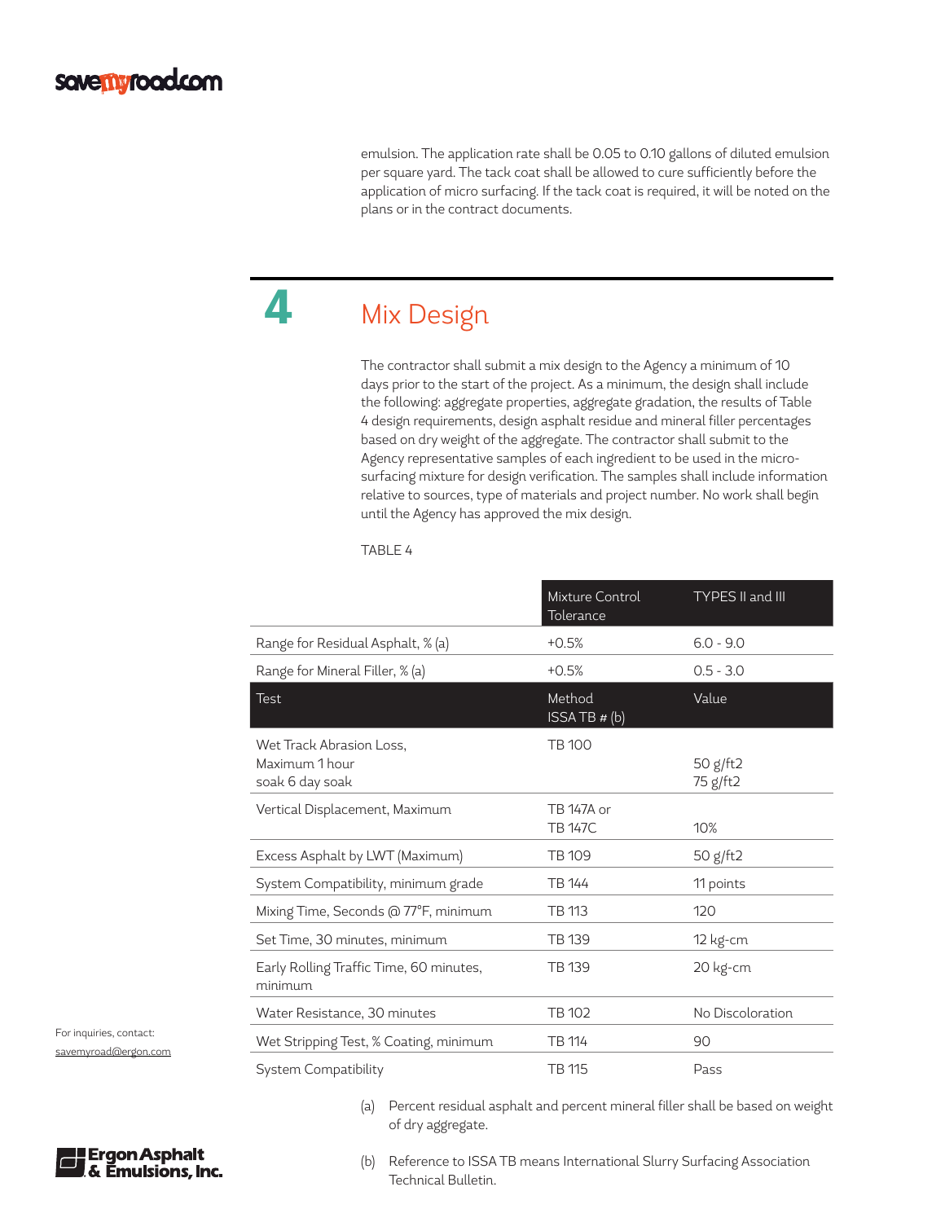emulsion. The application rate shall be 0.05 to 0.10 gallons of diluted emulsion per square yard. The tack coat shall be allowed to cure sufficiently before the application of micro surfacing. If the tack coat is required, it will be noted on the plans or in the contract documents.

## 4 Mix Design

The contractor shall submit a mix design to the Agency a minimum of 10 days prior to the start of the project. As a minimum, the design shall include the following: aggregate properties, aggregate gradation, the results of Table 4 design requirements, design asphalt residue and mineral filler percentages based on dry weight of the aggregate. The contractor shall submit to the Agency representative samples of each ingredient to be used in the micro-surfacing mixture for design verification. The samples shall include information relative to sources, type of materials and project number. No work shall begin until the Agency has approved the mix design.

TABLE 4

| | Mixture Control Tolerance | TYPES II and III |
|---|---|---|
| Range for Residual Asphalt, % (a) | +0.5% | 6.0 - 9.0 |
| Range for Mineral Filler, % (a) | +0.5% | 0.5 - 3.0 |
| **Test** | **Method ISSA TB # (b)** | **Value** |
| Wet Track Abrasion Loss, Maximum 1 hour soak 6 day soak | TB 100 | 50 g/ft2<br>75 g/ft2 |
| Vertical Displacement, Maximum | TB 147A or TB 147C | 10% |
| Excess Asphalt by LWT (Maximum) | TB 109 | 50 g/ft2 |
| System Compatibility, minimum grade | TB 144 | 11 points |
| Mixing Time, Seconds @ 77°F, minimum | TB 113 | 120 |
| Set Time, 30 minutes, minimum | TB 139 | 12 kg-cm |
| Early Rolling Traffic Time, 60 minutes, minimum | TB 139 | 20 kg-cm |
| Water Resistance, 30 minutes | TB 102 | No Discoloration |
| Wet Stripping Test, % Coating, minimum | TB 114 | 90 |
| System Compatibility | TB 115 | Pass |

(a) Percent residual asphalt and percent mineral filler shall be based on weight of dry aggregate.

(b) Reference to ISSA TB means International Slurry Surfacing Association Technical Bulletin.

For inquiries, contact: savemyroad@ergon.com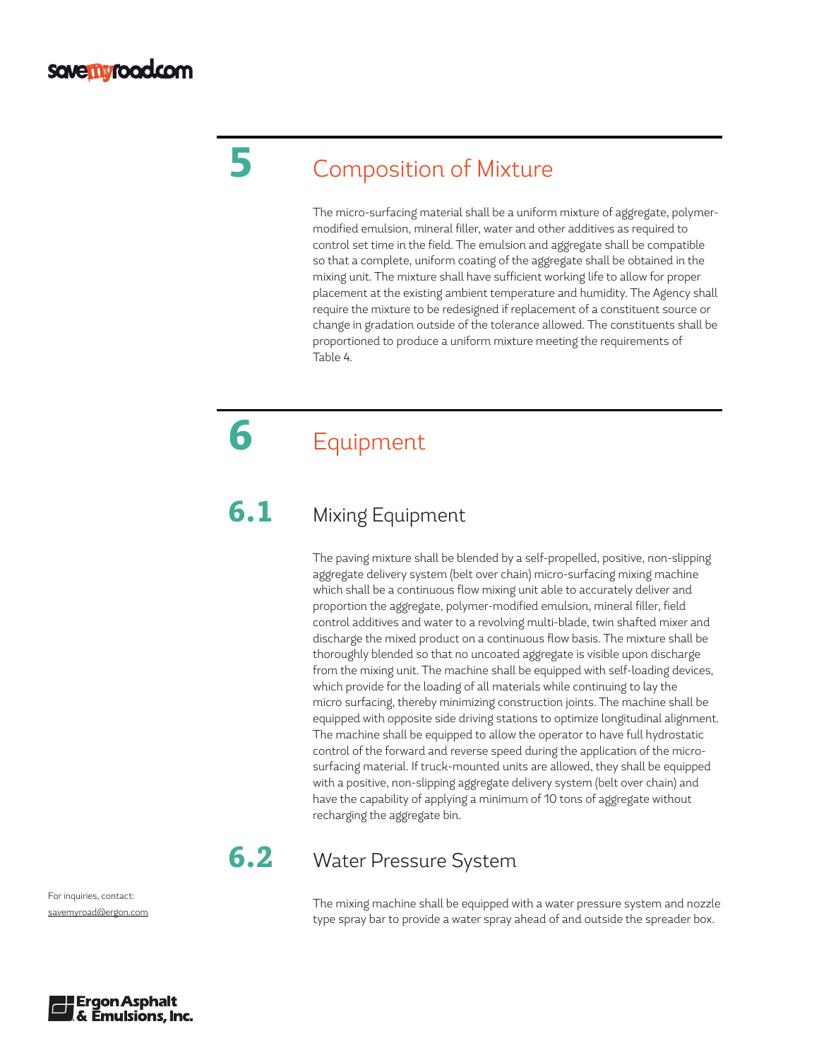# 5 Composition of Mixture

The micro-surfacing material shall be a uniform mixture of aggregate, polymer-modified emulsion, mineral filler, water and other additives as required to control set time in the field. The emulsion and aggregate shall be compatible so that a complete, uniform coating of the aggregate shall be obtained in the mixing unit. The mixture shall have sufficient working life to allow for proper placement at the existing ambient temperature and humidity. The Agency shall require the mixture to be redesigned if replacement of a constituent source or change in gradation outside of the tolerance allowed. The constituents shall be proportioned to produce a uniform mixture meeting the requirements of Table 4.

# 6 Equipment

## 6.1 Mixing Equipment

The paving mixture shall be blended by a self-propelled, positive, non-slipping aggregate delivery system (belt over chain) micro-surfacing mixing machine which shall be a continuous flow mixing unit able to accurately deliver and proportion the aggregate, polymer-modified emulsion, mineral filler, field control additives and water to a revolving multi-blade, twin shafted mixer and discharge the mixed product on a continuous flow basis. The mixture shall be thoroughly blended so that no uncoated aggregate is visible upon discharge from the mixing unit. The machine shall be equipped with self-loading devices, which provide for the loading of all materials while continuing to lay the micro surfacing, thereby minimizing construction joints. The machine shall be equipped with opposite side driving stations to optimize longitudinal alignment. The machine shall be equipped to allow the operator to have full hydrostatic control of the forward and reverse speed during the application of the micro-surfacing material. If truck-mounted units are allowed, they shall be equipped with a positive, non-slipping aggregate delivery system (belt over chain) and have the capability of applying a minimum of 10 tons of aggregate without recharging the aggregate bin.

## 6.2 Water Pressure System

The mixing machine shall be equipped with a water pressure system and nozzle type spray bar to provide a water spray ahead of and outside the spreader box.

For inquiries, contact:
savemyroad@ergon.com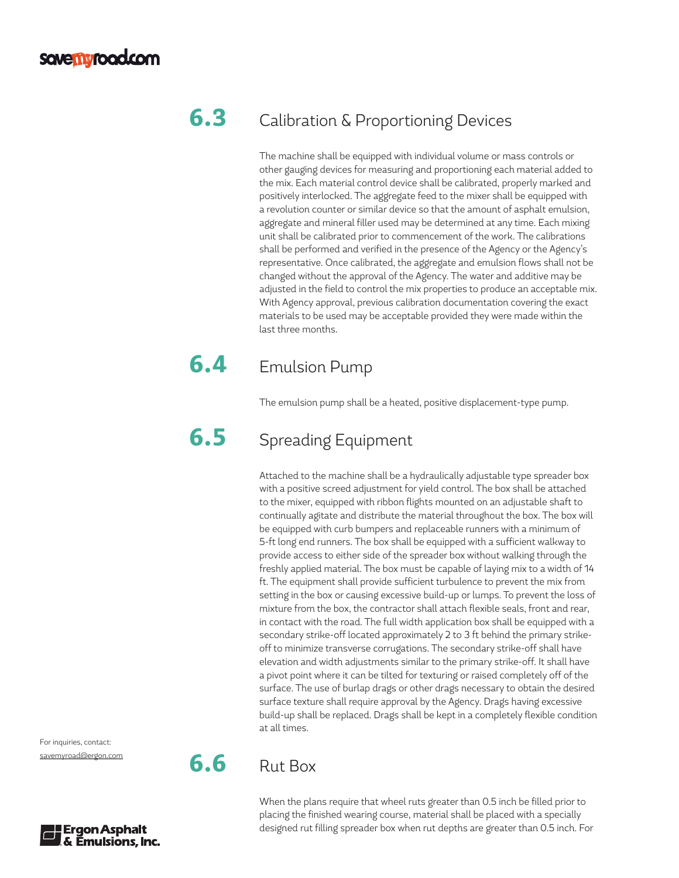## 6.3 Calibration & Proportioning Devices

The machine shall be equipped with individual volume or mass controls or other gauging devices for measuring and proportioning each material added to the mix. Each material control device shall be calibrated, properly marked and positively interlocked. The aggregate feed to the mixer shall be equipped with a revolution counter or similar device so that the amount of asphalt emulsion, aggregate and mineral filler used may be determined at any time. Each mixing unit shall be calibrated prior to commencement of the work. The calibrations shall be performed and verified in the presence of the Agency or the Agency's representative. Once calibrated, the aggregate and emulsion flows shall not be changed without the approval of the Agency. The water and additive may be adjusted in the field to control the mix properties to produce an acceptable mix. With Agency approval, previous calibration documentation covering the exact materials to be used may be acceptable provided they were made within the last three months.

## 6.4 Emulsion Pump

The emulsion pump shall be a heated, positive displacement-type pump.

## 6.5 Spreading Equipment

Attached to the machine shall be a hydraulically adjustable type spreader box with a positive screed adjustment for yield control. The box shall be attached to the mixer, equipped with ribbon flights mounted on an adjustable shaft to continually agitate and distribute the material throughout the box. The box will be equipped with curb bumpers and replaceable runners with a minimum of 5-ft long end runners. The box shall be equipped with a sufficient walkway to provide access to either side of the spreader box without walking through the freshly applied material. The box must be capable of laying mix to a width of 14 ft. The equipment shall provide sufficient turbulence to prevent the mix from setting in the box or causing excessive build-up or lumps. To prevent the loss of mixture from the box, the contractor shall attach flexible seals, front and rear, in contact with the road. The full width application box shall be equipped with a secondary strike-off located approximately 2 to 3 ft behind the primary strike-off to minimize transverse corrugations. The secondary strike-off shall have elevation and width adjustments similar to the primary strike-off. It shall have a pivot point where it can be tilted for texturing or raised completely off of the surface. The use of burlap drags or other drags necessary to obtain the desired surface texture shall require approval by the Agency. Drags having excessive build-up shall be replaced. Drags shall be kept in a completely flexible condition at all times.

## 6.6 Rut Box

When the plans require that wheel ruts greater than 0.5 inch be filled prior to placing the finished wearing course, material shall be placed with a specially designed rut filling spreader box when rut depths are greater than 0.5 inch. For

For inquiries, contact:
savemyroad@ergon.com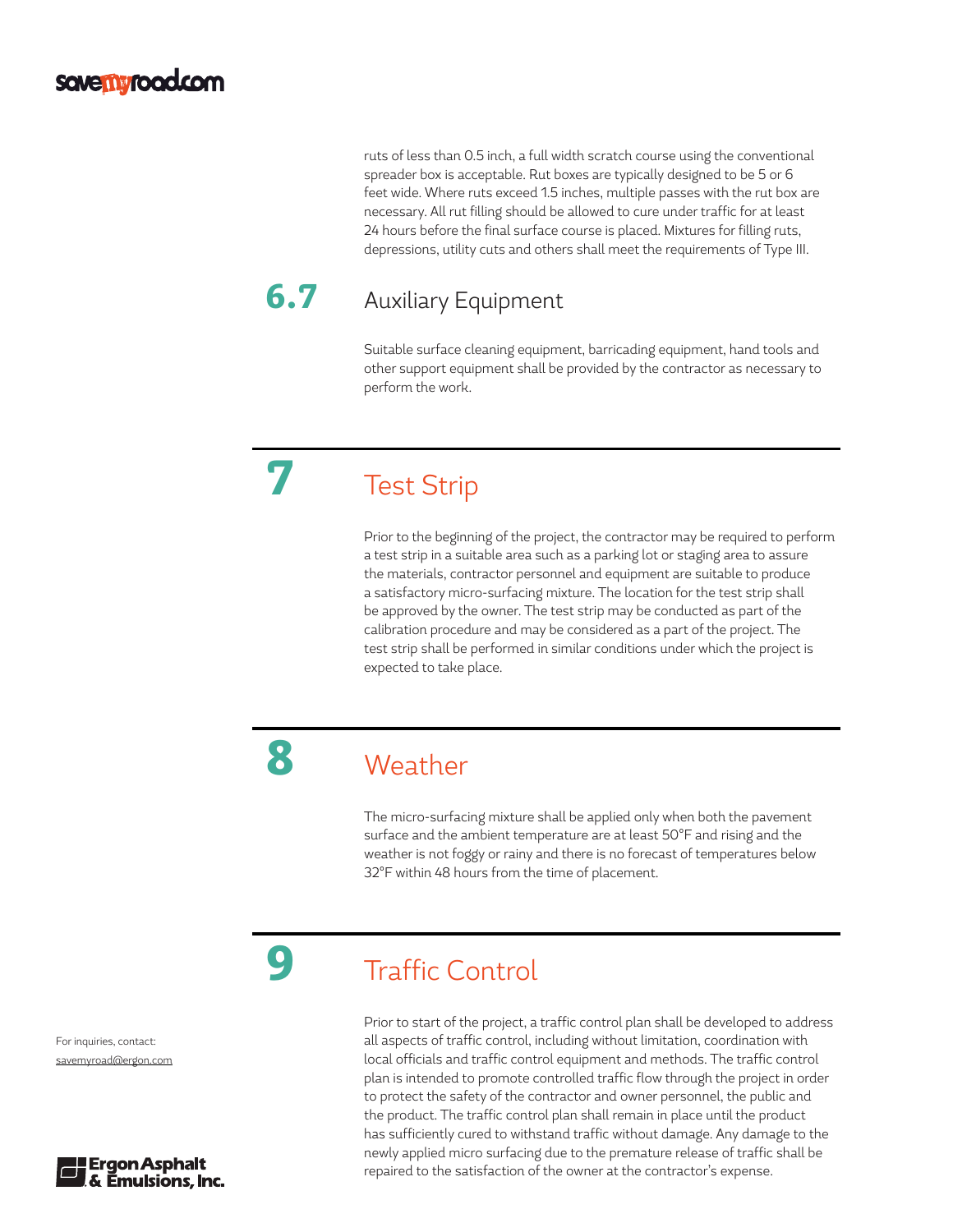ruts of less than 0.5 inch, a full width scratch course using the conventional spreader box is acceptable. Rut boxes are typically designed to be 5 or 6 feet wide. Where ruts exceed 1.5 inches, multiple passes with the rut box are necessary. All rut filling should be allowed to cure under traffic for at least 24 hours before the final surface course is placed. Mixtures for filling ruts, depressions, utility cuts and others shall meet the requirements of Type III.

### 6.7 Auxiliary Equipment

Suitable surface cleaning equipment, barricading equipment, hand tools and other support equipment shall be provided by the contractor as necessary to perform the work.

## 7 Test Strip

Prior to the beginning of the project, the contractor may be required to perform a test strip in a suitable area such as a parking lot or staging area to assure the materials, contractor personnel and equipment are suitable to produce a satisfactory micro-surfacing mixture. The location for the test strip shall be approved by the owner. The test strip may be conducted as part of the calibration procedure and may be considered as a part of the project. The test strip shall be performed in similar conditions under which the project is expected to take place.

## 8 Weather

The micro-surfacing mixture shall be applied only when both the pavement surface and the ambient temperature are at least 50°F and rising and the weather is not foggy or rainy and there is no forecast of temperatures below 32°F within 48 hours from the time of placement.

## 9 Traffic Control

Prior to start of the project, a traffic control plan shall be developed to address all aspects of traffic control, including without limitation, coordination with local officials and traffic control equipment and methods. The traffic control plan is intended to promote controlled traffic flow through the project in order to protect the safety of the contractor and owner personnel, the public and the product. The traffic control plan shall remain in place until the product has sufficiently cured to withstand traffic without damage. Any damage to the newly applied micro surfacing due to the premature release of traffic shall be repaired to the satisfaction of the owner at the contractor's expense.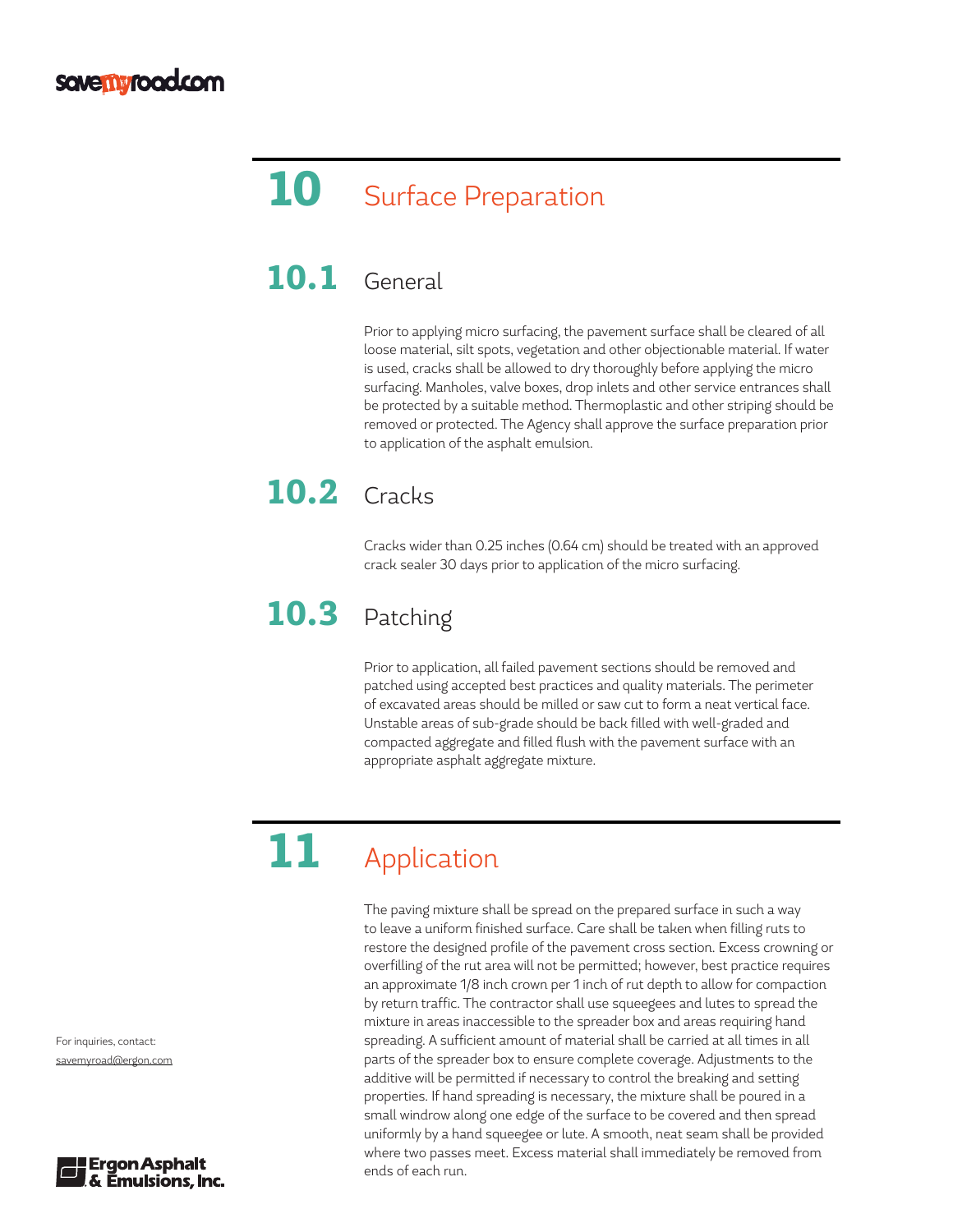# 10 Surface Preparation

## 10.1 General

Prior to applying micro surfacing, the pavement surface shall be cleared of all loose material, silt spots, vegetation and other objectionable material. If water is used, cracks shall be allowed to dry thoroughly before applying the micro surfacing. Manholes, valve boxes, drop inlets and other service entrances shall be protected by a suitable method. Thermoplastic and other striping should be removed or protected. The Agency shall approve the surface preparation prior to application of the asphalt emulsion.

## 10.2 Cracks

Cracks wider than 0.25 inches (0.64 cm) should be treated with an approved crack sealer 30 days prior to application of the micro surfacing.

## 10.3 Patching

Prior to application, all failed pavement sections should be removed and patched using accepted best practices and quality materials. The perimeter of excavated areas should be milled or saw cut to form a neat vertical face. Unstable areas of sub-grade should be back filled with well-graded and compacted aggregate and filled flush with the pavement surface with an appropriate asphalt aggregate mixture.

# 11 Application

The paving mixture shall be spread on the prepared surface in such a way to leave a uniform finished surface. Care shall be taken when filling ruts to restore the designed profile of the pavement cross section. Excess crowning or overfilling of the rut area will not be permitted; however, best practice requires an approximate 1/8 inch crown per 1 inch of rut depth to allow for compaction by return traffic. The contractor shall use squeegees and lutes to spread the mixture in areas inaccessible to the spreader box and areas requiring hand spreading. A sufficient amount of material shall be carried at all times in all parts of the spreader box to ensure complete coverage. Adjustments to the additive will be permitted if necessary to control the breaking and setting properties. If hand spreading is necessary, the mixture shall be poured in a small windrow along one edge of the surface to be covered and then spread uniformly by a hand squeegee or lute. A smooth, neat seam shall be provided where two passes meet. Excess material shall immediately be removed from ends of each run.

For inquiries, contact:
savemyroad@ergon.com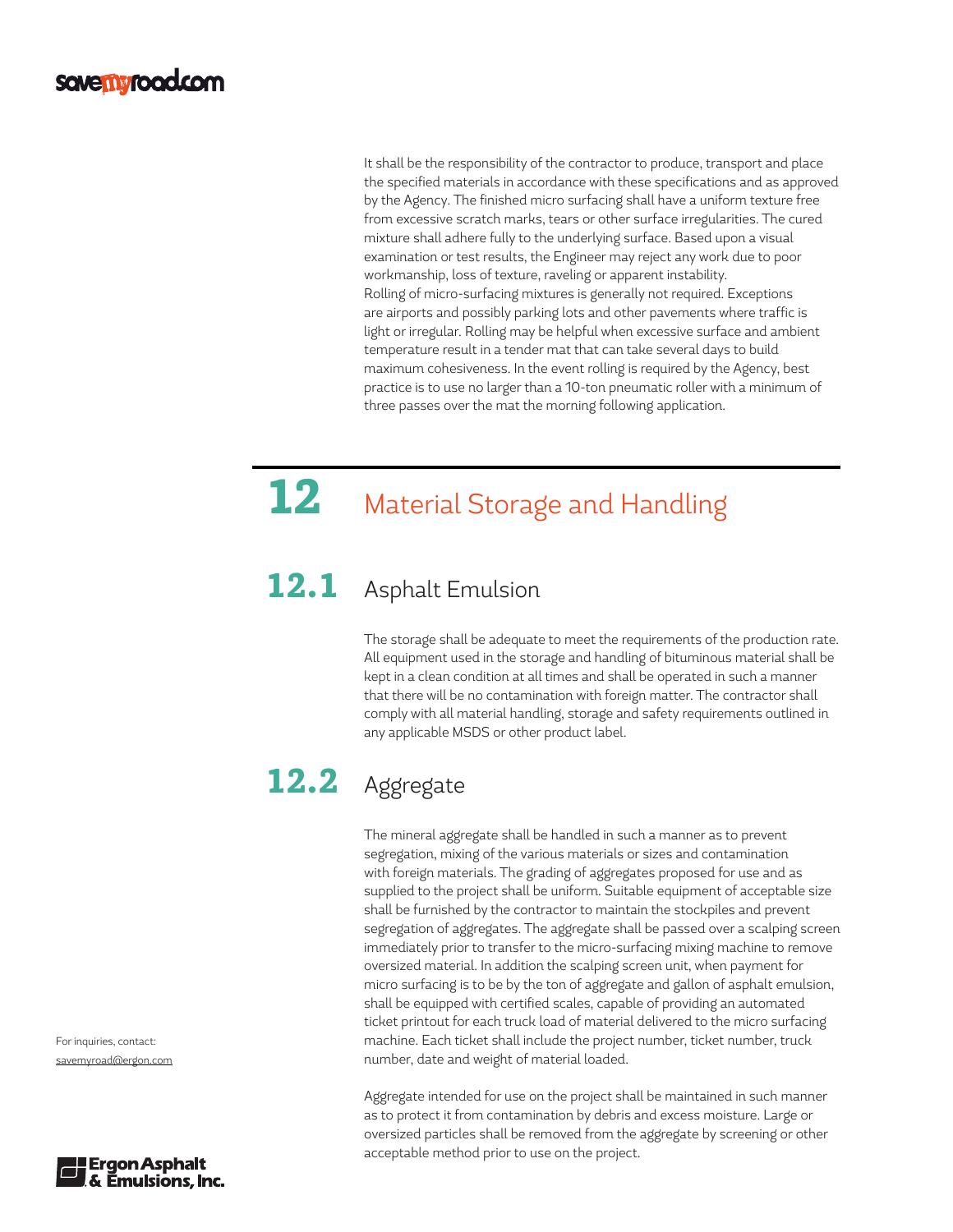It shall be the responsibility of the contractor to produce, transport and place the specified materials in accordance with these specifications and as approved by the Agency. The finished micro surfacing shall have a uniform texture free from excessive scratch marks, tears or other surface irregularities. The cured mixture shall adhere fully to the underlying surface. Based upon a visual examination or test results, the Engineer may reject any work due to poor workmanship, loss of texture, raveling or apparent instability.
Rolling of micro-surfacing mixtures is generally not required. Exceptions are airports and possibly parking lots and other pavements where traffic is light or irregular. Rolling may be helpful when excessive surface and ambient temperature result in a tender mat that can take several days to build maximum cohesiveness. In the event rolling is required by the Agency, best practice is to use no larger than a 10-ton pneumatic roller with a minimum of three passes over the mat the morning following application.

# 12 Material Storage and Handling

## 12.1 Asphalt Emulsion

The storage shall be adequate to meet the requirements of the production rate. All equipment used in the storage and handling of bituminous material shall be kept in a clean condition at all times and shall be operated in such a manner that there will be no contamination with foreign matter. The contractor shall comply with all material handling, storage and safety requirements outlined in any applicable MSDS or other product label.

## 12.2 Aggregate

The mineral aggregate shall be handled in such a manner as to prevent segregation, mixing of the various materials or sizes and contamination with foreign materials. The grading of aggregates proposed for use and as supplied to the project shall be uniform. Suitable equipment of acceptable size shall be furnished by the contractor to maintain the stockpiles and prevent segregation of aggregates. The aggregate shall be passed over a scalping screen immediately prior to transfer to the micro-surfacing mixing machine to remove oversized material. In addition the scalping screen unit, when payment for micro surfacing is to be by the ton of aggregate and gallon of asphalt emulsion, shall be equipped with certified scales, capable of providing an automated ticket printout for each truck load of material delivered to the micro surfacing machine. Each ticket shall include the project number, ticket number, truck number, date and weight of material loaded.

Aggregate intended for use on the project shall be maintained in such manner as to protect it from contamination by debris and excess moisture. Large or oversized particles shall be removed from the aggregate by screening or other acceptable method prior to use on the project.

For inquiries, contact:
savemyroad@ergon.com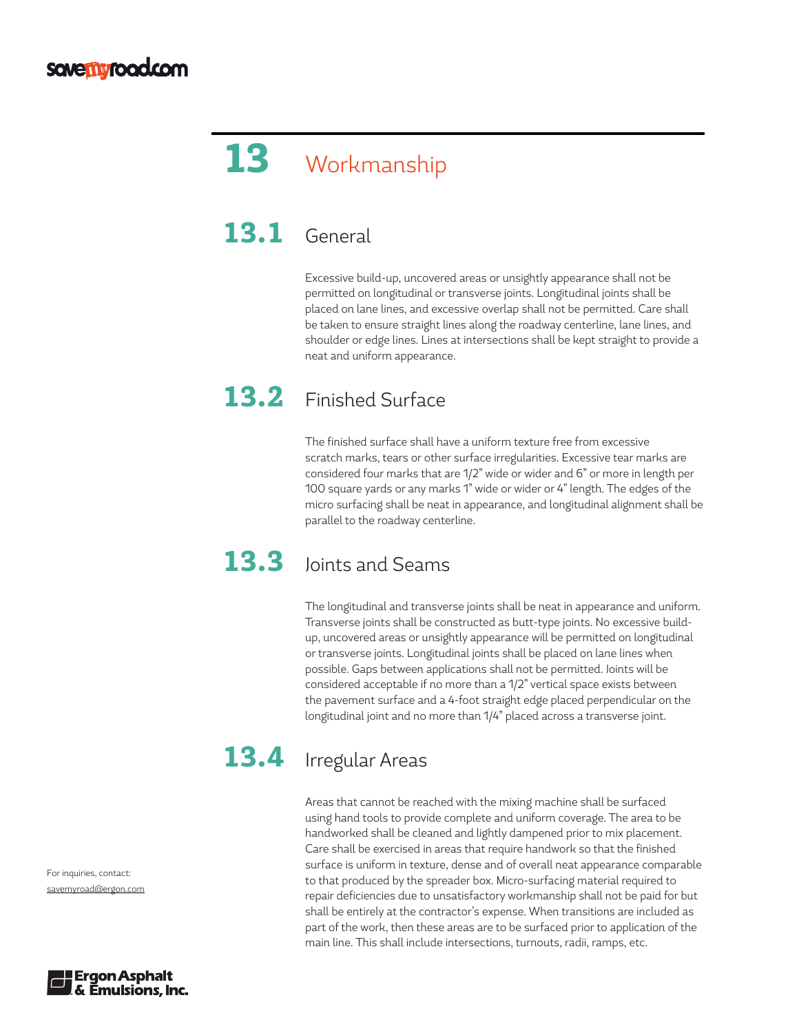# 13 Workmanship

## 13.1 General

Excessive build-up, uncovered areas or unsightly appearance shall not be permitted on longitudinal or transverse joints. Longitudinal joints shall be placed on lane lines, and excessive overlap shall not be permitted. Care shall be taken to ensure straight lines along the roadway centerline, lane lines, and shoulder or edge lines. Lines at intersections shall be kept straight to provide a neat and uniform appearance.

## 13.2 Finished Surface

The finished surface shall have a uniform texture free from excessive scratch marks, tears or other surface irregularities. Excessive tear marks are considered four marks that are 1/2" wide or wider and 6" or more in length per 100 square yards or any marks 1" wide or wider or 4" length. The edges of the micro surfacing shall be neat in appearance, and longitudinal alignment shall be parallel to the roadway centerline.

## 13.3 Joints and Seams

The longitudinal and transverse joints shall be neat in appearance and uniform. Transverse joints shall be constructed as butt-type joints. No excessive build-up, uncovered areas or unsightly appearance will be permitted on longitudinal or transverse joints. Longitudinal joints shall be placed on lane lines when possible. Gaps between applications shall not be permitted. Joints will be considered acceptable if no more than a 1/2" vertical space exists between the pavement surface and a 4-foot straight edge placed perpendicular on the longitudinal joint and no more than 1/4" placed across a transverse joint.

## 13.4 Irregular Areas

Areas that cannot be reached with the mixing machine shall be surfaced using hand tools to provide complete and uniform coverage. The area to be handworked shall be cleaned and lightly dampened prior to mix placement. Care shall be exercised in areas that require handwork so that the finished surface is uniform in texture, dense and of overall neat appearance comparable to that produced by the spreader box. Micro-surfacing material required to repair deficiencies due to unsatisfactory workmanship shall not be paid for but shall be entirely at the contractor's expense. When transitions are included as part of the work, then these areas are to be surfaced prior to application of the main line. This shall include intersections, turnouts, radii, ramps, etc.

For inquiries, contact:
savemyroad@ergon.com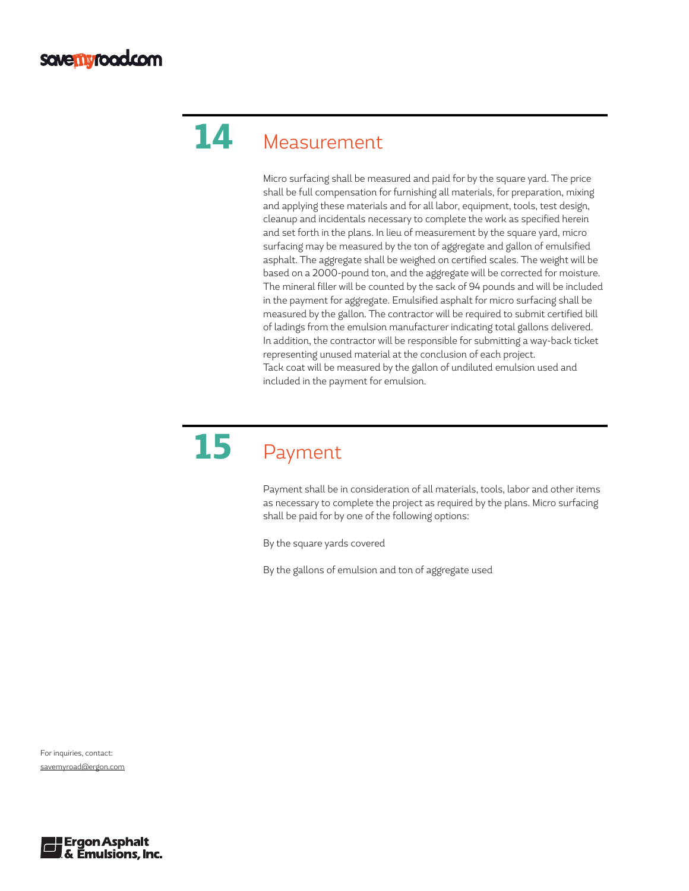## 14 Measurement

Micro surfacing shall be measured and paid for by the square yard. The price shall be full compensation for furnishing all materials, for preparation, mixing and applying these materials and for all labor, equipment, tools, test design, cleanup and incidentals necessary to complete the work as specified herein and set forth in the plans. In lieu of measurement by the square yard, micro surfacing may be measured by the ton of aggregate and gallon of emulsified asphalt. The aggregate shall be weighed on certified scales. The weight will be based on a 2000-pound ton, and the aggregate will be corrected for moisture. The mineral filler will be counted by the sack of 94 pounds and will be included in the payment for aggregate. Emulsified asphalt for micro surfacing shall be measured by the gallon. The contractor will be required to submit certified bill of ladings from the emulsion manufacturer indicating total gallons delivered. In addition, the contractor will be responsible for submitting a way-back ticket representing unused material at the conclusion of each project.
Tack coat will be measured by the gallon of undiluted emulsion used and included in the payment for emulsion.

## 15 Payment

Payment shall be in consideration of all materials, tools, labor and other items as necessary to complete the project as required by the plans. Micro surfacing shall be paid for by one of the following options:

By the square yards covered

By the gallons of emulsion and ton of aggregate used

For inquiries, contact:
savemyroad@ergon.com